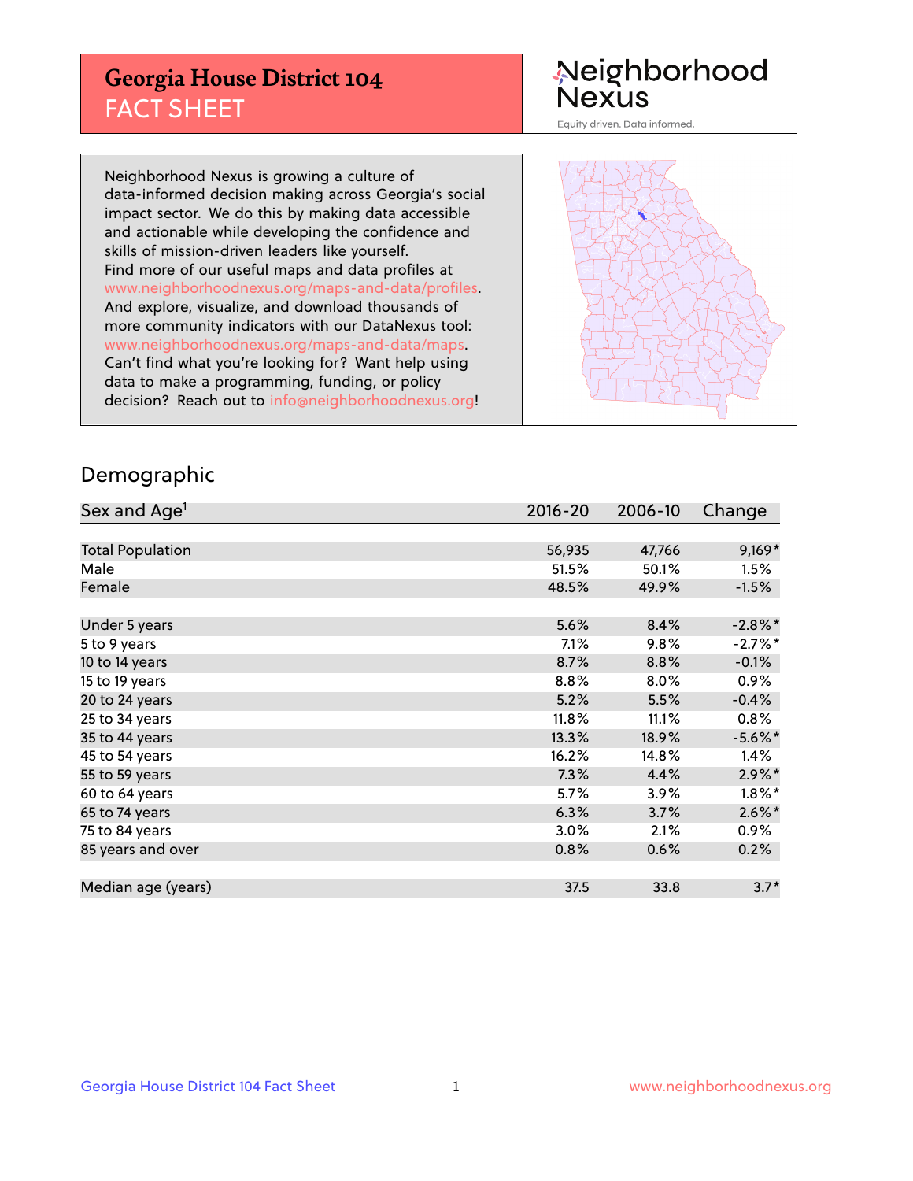# Georgia House District 104

## FACT SHEET

Neighborhood Nexus

Equity driven. Data informed.

Neighborhood Nexus is growing a culture of data-informed decision making across Georgia's social impact sector. We do this by making data accessible and actionable while developing the confidence and skills of mission-driven leaders like yourself. Find more of our useful maps and data profiles at www.neighborhoodnexus.org/maps-and-data/profiles. And explore, visualize, and download thousands of more community indicators with our DataNexus tool: www.neighborhoodnexus.org/maps-and-data/maps. Can't find what you're looking for? Want help using data to make a programming, funding, or policy decision? Reach out to info@neighborhoodnexus.org!

## Demographic

| Sex and Age[1] | 2016-20 | 2006-10 | Change |
|---|---|---|---|
| Total Population | 56,935 | 47,766 | 9,169* |
| Male | 51.5% | 50.1% | 1.5% |
| Female | 48.5% | 49.9% | -1.5% |
| Under 5 years | 5.6% | 8.4% | -2.8%* |
| 5 to 9 years | 7.1% | 9.8% | -2.7%* |
| 10 to 14 years | 8.7% | 8.8% | -0.1% |
| 15 to 19 years | 8.8% | 8.0% | 0.9% |
| 20 to 24 years | 5.2% | 5.5% | -0.4% |
| 25 to 34 years | 11.8% | 11.1% | 0.8% |
| 35 to 44 years | 13.3% | 18.9% | -5.6%* |
| 45 to 54 years | 16.2% | 14.8% | 1.4% |
| 55 to 59 years | 7.3% | 4.4% | 2.9%* |
| 60 to 64 years | 5.7% | 3.9% | 1.8%* |
| 65 to 74 years | 6.3% | 3.7% | 2.6%* |
| 75 to 84 years | 3.0% | 2.1% | 0.9% |
| 85 years and over | 0.8% | 0.6% | 0.2% |
| Median age (years) | 37.5 | 33.8 | 3.7* |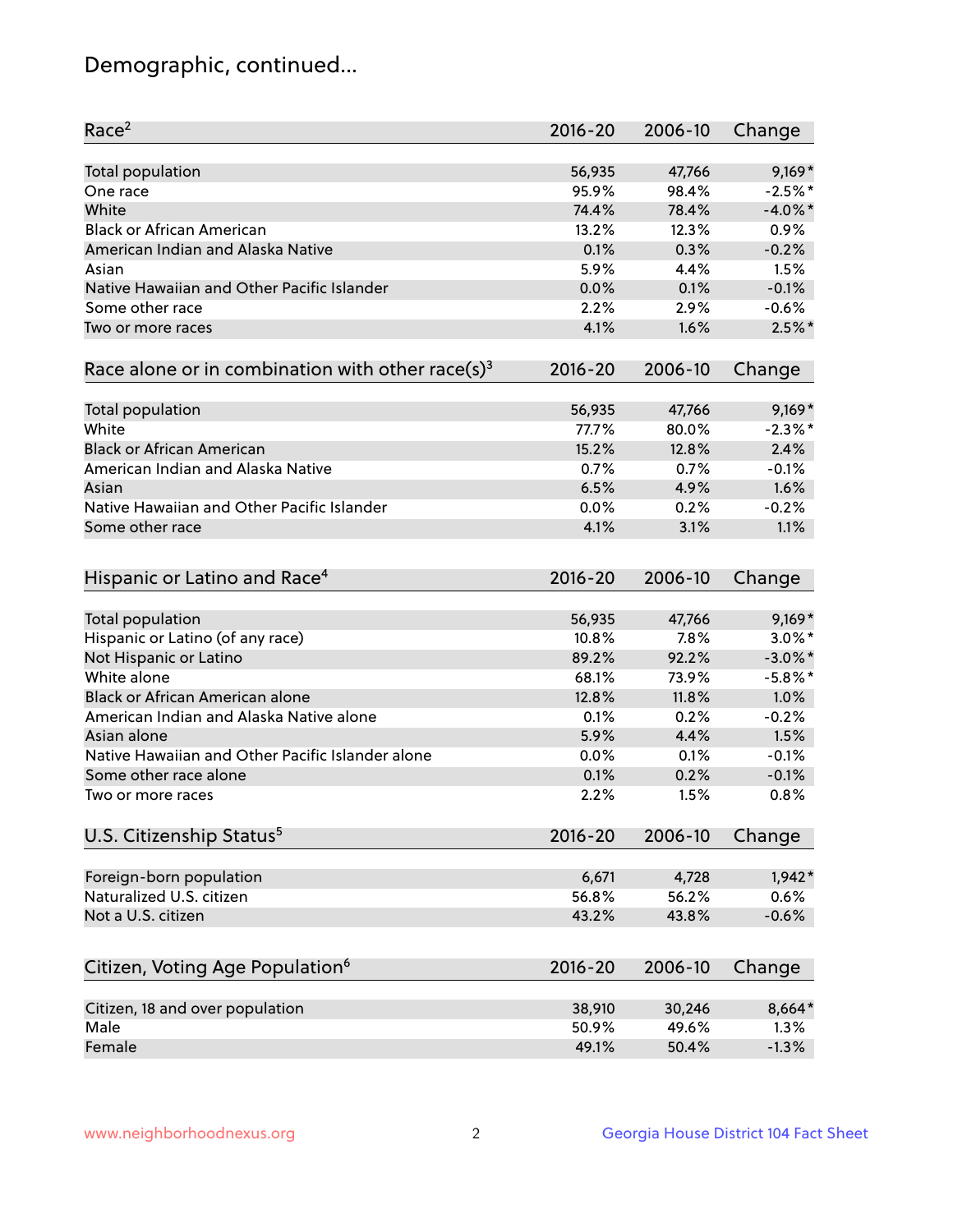# Demographic, continued...

| Race[2] | 2016-20 | 2006-10 | Change |
|---|---|---|---|
| Total population | 56,935 | 47,766 | 9,169* |
| One race | 95.9% | 98.4% | -2.5%* |
| White | 74.4% | 78.4% | -4.0%* |
| Black or African American | 13.2% | 12.3% | 0.9% |
| American Indian and Alaska Native | 0.1% | 0.3% | -0.2% |
| Asian | 5.9% | 4.4% | 1.5% |
| Native Hawaiian and Other Pacific Islander | 0.0% | 0.1% | -0.1% |
| Some other race | 2.2% | 2.9% | -0.6% |
| Two or more races | 4.1% | 1.6% | 2.5%* |

| Race alone or in combination with other race(s)[3] | 2016-20 | 2006-10 | Change |
|---|---|---|---|
| Total population | 56,935 | 47,766 | 9,169* |
| White | 77.7% | 80.0% | -2.3%* |
| Black or African American | 15.2% | 12.8% | 2.4% |
| American Indian and Alaska Native | 0.7% | 0.7% | -0.1% |
| Asian | 6.5% | 4.9% | 1.6% |
| Native Hawaiian and Other Pacific Islander | 0.0% | 0.2% | -0.2% |
| Some other race | 4.1% | 3.1% | 1.1% |

| Hispanic or Latino and Race[4] | 2016-20 | 2006-10 | Change |
|---|---|---|---|
| Total population | 56,935 | 47,766 | 9,169* |
| Hispanic or Latino (of any race) | 10.8% | 7.8% | 3.0%* |
| Not Hispanic or Latino | 89.2% | 92.2% | -3.0%* |
| White alone | 68.1% | 73.9% | -5.8%* |
| Black or African American alone | 12.8% | 11.8% | 1.0% |
| American Indian and Alaska Native alone | 0.1% | 0.2% | -0.2% |
| Asian alone | 5.9% | 4.4% | 1.5% |
| Native Hawaiian and Other Pacific Islander alone | 0.0% | 0.1% | -0.1% |
| Some other race alone | 0.1% | 0.2% | -0.1% |
| Two or more races | 2.2% | 1.5% | 0.8% |

| U.S. Citizenship Status[5] | 2016-20 | 2006-10 | Change |
|---|---|---|---|
| Foreign-born population | 6,671 | 4,728 | 1,942* |
| Naturalized U.S. citizen | 56.8% | 56.2% | 0.6% |
| Not a U.S. citizen | 43.2% | 43.8% | -0.6% |

| Citizen, Voting Age Population[6] | 2016-20 | 2006-10 | Change |
|---|---|---|---|
| Citizen, 18 and over population | 38,910 | 30,246 | 8,664* |
| Male | 50.9% | 49.6% | 1.3% |
| Female | 49.1% | 50.4% | -1.3% |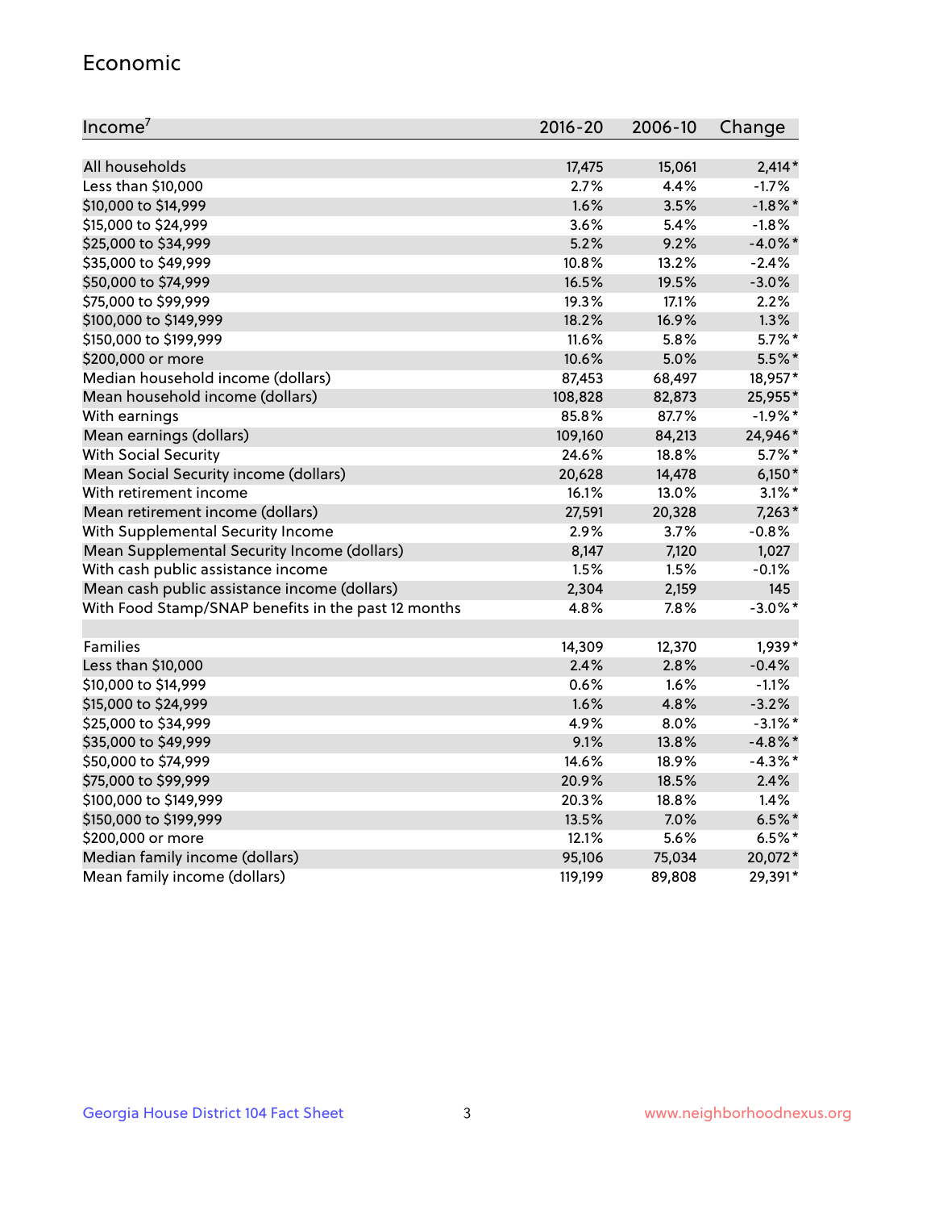## Economic

| Income[7] | 2016-20 | 2006-10 | Change |
|---|---|---|---|
| All households | 17,475 | 15,061 | 2,414* |
| Less than $10,000 | 2.7% | 4.4% | -1.7% |
| $10,000 to $14,999 | 1.6% | 3.5% | -1.8%* |
| $15,000 to $24,999 | 3.6% | 5.4% | -1.8% |
| $25,000 to $34,999 | 5.2% | 9.2% | -4.0%* |
| $35,000 to $49,999 | 10.8% | 13.2% | -2.4% |
| $50,000 to $74,999 | 16.5% | 19.5% | -3.0% |
| $75,000 to $99,999 | 19.3% | 17.1% | 2.2% |
| $100,000 to $149,999 | 18.2% | 16.9% | 1.3% |
| $150,000 to $199,999 | 11.6% | 5.8% | 5.7%* |
| $200,000 or more | 10.6% | 5.0% | 5.5%* |
| Median household income (dollars) | 87,453 | 68,497 | 18,957* |
| Mean household income (dollars) | 108,828 | 82,873 | 25,955* |
| With earnings | 85.8% | 87.7% | -1.9%* |
| Mean earnings (dollars) | 109,160 | 84,213 | 24,946* |
| With Social Security | 24.6% | 18.8% | 5.7%* |
| Mean Social Security income (dollars) | 20,628 | 14,478 | 6,150* |
| With retirement income | 16.1% | 13.0% | 3.1%* |
| Mean retirement income (dollars) | 27,591 | 20,328 | 7,263* |
| With Supplemental Security Income | 2.9% | 3.7% | -0.8% |
| Mean Supplemental Security Income (dollars) | 8,147 | 7,120 | 1,027 |
| With cash public assistance income | 1.5% | 1.5% | -0.1% |
| Mean cash public assistance income (dollars) | 2,304 | 2,159 | 145 |
| With Food Stamp/SNAP benefits in the past 12 months | 4.8% | 7.8% | -3.0%* |
| | | | |
| Families | 14,309 | 12,370 | 1,939* |
| Less than $10,000 | 2.4% | 2.8% | -0.4% |
| $10,000 to $14,999 | 0.6% | 1.6% | -1.1% |
| $15,000 to $24,999 | 1.6% | 4.8% | -3.2% |
| $25,000 to $34,999 | 4.9% | 8.0% | -3.1%* |
| $35,000 to $49,999 | 9.1% | 13.8% | -4.8%* |
| $50,000 to $74,999 | 14.6% | 18.9% | -4.3%* |
| $75,000 to $99,999 | 20.9% | 18.5% | 2.4% |
| $100,000 to $149,999 | 20.3% | 18.8% | 1.4% |
| $150,000 to $199,999 | 13.5% | 7.0% | 6.5%* |
| $200,000 or more | 12.1% | 5.6% | 6.5%* |
| Median family income (dollars) | 95,106 | 75,034 | 20,072* |
| Mean family income (dollars) | 119,199 | 89,808 | 29,391* |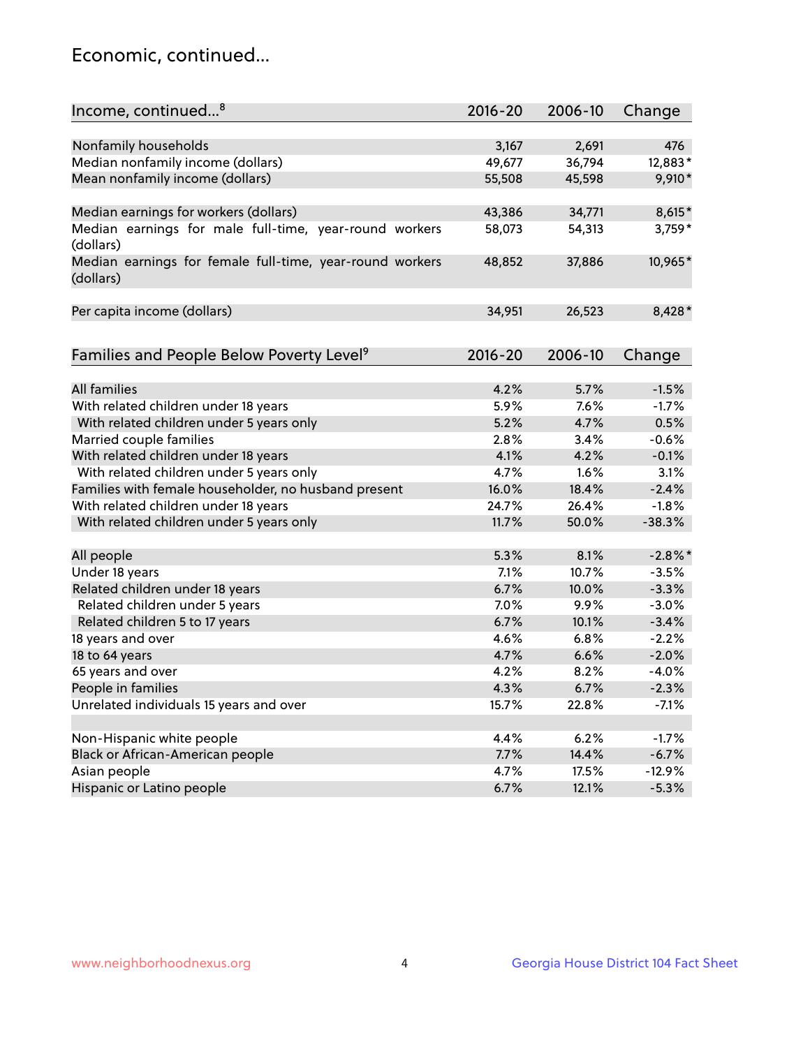## Economic, continued...

| Income, continued...[8] | 2016-20 | 2006-10 | Change |
|---|---|---|---|
| Nonfamily households | 3,167 | 2,691 | 476 |
| Median nonfamily income (dollars) | 49,677 | 36,794 | 12,883* |
| Mean nonfamily income (dollars) | 55,508 | 45,598 | 9,910* |
| Median earnings for workers (dollars) | 43,386 | 34,771 | 8,615* |
| Median earnings for male full-time, year-round workers (dollars) | 58,073 | 54,313 | 3,759* |
| Median earnings for female full-time, year-round workers (dollars) | 48,852 | 37,886 | 10,965* |
| Per capita income (dollars) | 34,951 | 26,523 | 8,428* |

| Families and People Below Poverty Level[9] | 2016-20 | 2006-10 | Change |
|---|---|---|---|
| All families | 4.2% | 5.7% | -1.5% |
| With related children under 18 years | 5.9% | 7.6% | -1.7% |
| With related children under 5 years only | 5.2% | 4.7% | 0.5% |
| Married couple families | 2.8% | 3.4% | -0.6% |
| With related children under 18 years | 4.1% | 4.2% | -0.1% |
| With related children under 5 years only | 4.7% | 1.6% | 3.1% |
| Families with female householder, no husband present | 16.0% | 18.4% | -2.4% |
| With related children under 18 years | 24.7% | 26.4% | -1.8% |
| With related children under 5 years only | 11.7% | 50.0% | -38.3% |
| All people | 5.3% | 8.1% | -2.8%* |
| Under 18 years | 7.1% | 10.7% | -3.5% |
| Related children under 18 years | 6.7% | 10.0% | -3.3% |
| Related children under 5 years | 7.0% | 9.9% | -3.0% |
| Related children 5 to 17 years | 6.7% | 10.1% | -3.4% |
| 18 years and over | 4.6% | 6.8% | -2.2% |
| 18 to 64 years | 4.7% | 6.6% | -2.0% |
| 65 years and over | 4.2% | 8.2% | -4.0% |
| People in families | 4.3% | 6.7% | -2.3% |
| Unrelated individuals 15 years and over | 15.7% | 22.8% | -7.1% |
| Non-Hispanic white people | 4.4% | 6.2% | -1.7% |
| Black or African-American people | 7.7% | 14.4% | -6.7% |
| Asian people | 4.7% | 17.5% | -12.9% |
| Hispanic or Latino people | 6.7% | 12.1% | -5.3% |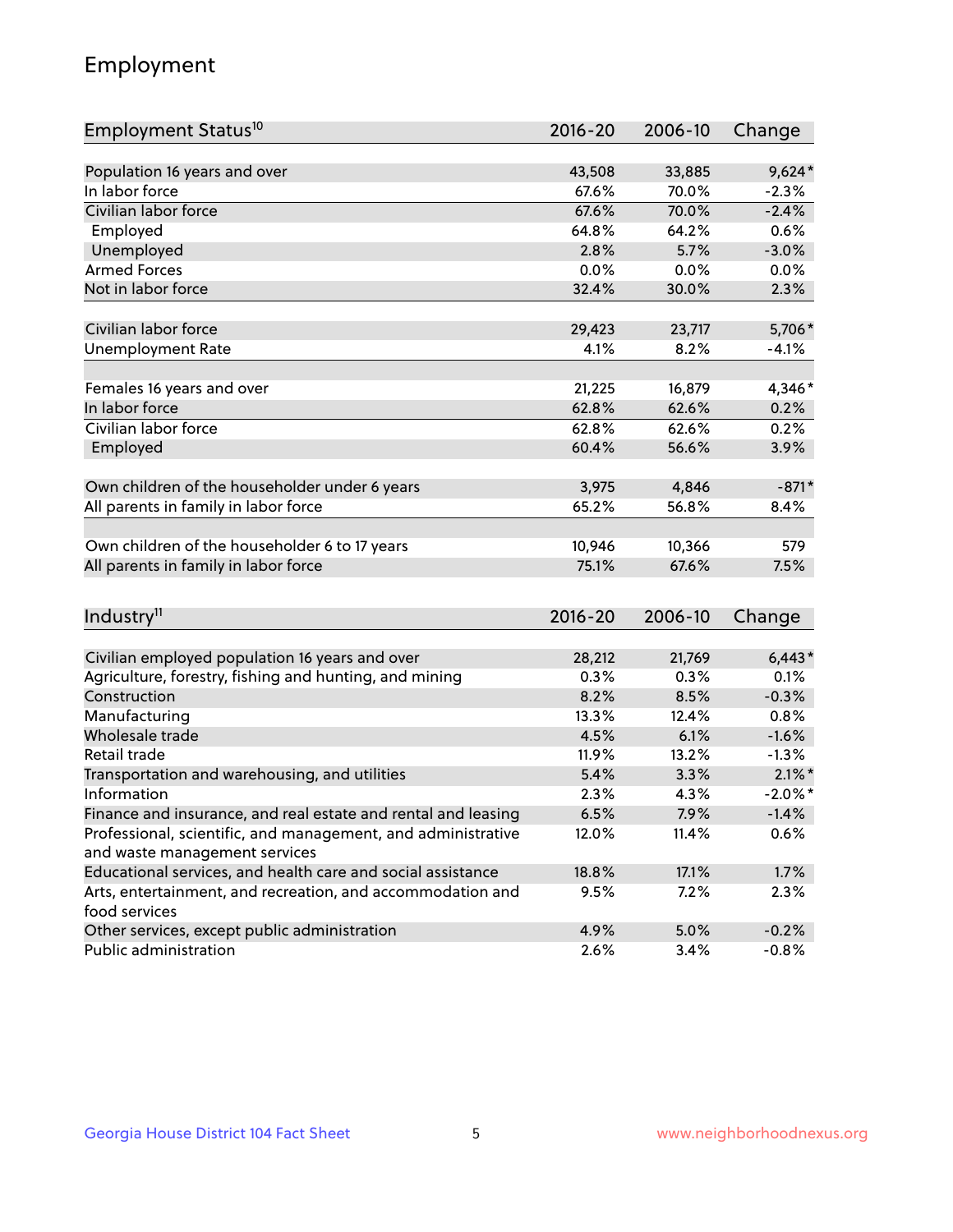## Employment

| Employment Status[10] | 2016-20 | 2006-10 | Change |
|---|---|---|---|
| Population 16 years and over | 43,508 | 33,885 | 9,624* |
| In labor force | 67.6% | 70.0% | -2.3% |
| Civilian labor force | 67.6% | 70.0% | -2.4% |
| Employed | 64.8% | 64.2% | 0.6% |
| Unemployed | 2.8% | 5.7% | -3.0% |
| Armed Forces | 0.0% | 0.0% | 0.0% |
| Not in labor force | 32.4% | 30.0% | 2.3% |
| | | | |
| Civilian labor force | 29,423 | 23,717 | 5,706* |
| Unemployment Rate | 4.1% | 8.2% | -4.1% |
| | | | |
| Females 16 years and over | 21,225 | 16,879 | 4,346* |
| In labor force | 62.8% | 62.6% | 0.2% |
| Civilian labor force | 62.8% | 62.6% | 0.2% |
| Employed | 60.4% | 56.6% | 3.9% |
| | | | |
| Own children of the householder under 6 years | 3,975 | 4,846 | -871* |
| All parents in family in labor force | 65.2% | 56.8% | 8.4% |
| | | | |
| Own children of the householder 6 to 17 years | 10,946 | 10,366 | 579 |
| All parents in family in labor force | 75.1% | 67.6% | 7.5% |

| Industry[11] | 2016-20 | 2006-10 | Change |
|---|---|---|---|
| Civilian employed population 16 years and over | 28,212 | 21,769 | 6,443* |
| Agriculture, forestry, fishing and hunting, and mining | 0.3% | 0.3% | 0.1% |
| Construction | 8.2% | 8.5% | -0.3% |
| Manufacturing | 13.3% | 12.4% | 0.8% |
| Wholesale trade | 4.5% | 6.1% | -1.6% |
| Retail trade | 11.9% | 13.2% | -1.3% |
| Transportation and warehousing, and utilities | 5.4% | 3.3% | 2.1%* |
| Information | 2.3% | 4.3% | -2.0%* |
| Finance and insurance, and real estate and rental and leasing | 6.5% | 7.9% | -1.4% |
| Professional, scientific, and management, and administrative and waste management services | 12.0% | 11.4% | 0.6% |
| Educational services, and health care and social assistance | 18.8% | 17.1% | 1.7% |
| Arts, entertainment, and recreation, and accommodation and food services | 9.5% | 7.2% | 2.3% |
| Other services, except public administration | 4.9% | 5.0% | -0.2% |
| Public administration | 2.6% | 3.4% | -0.8% |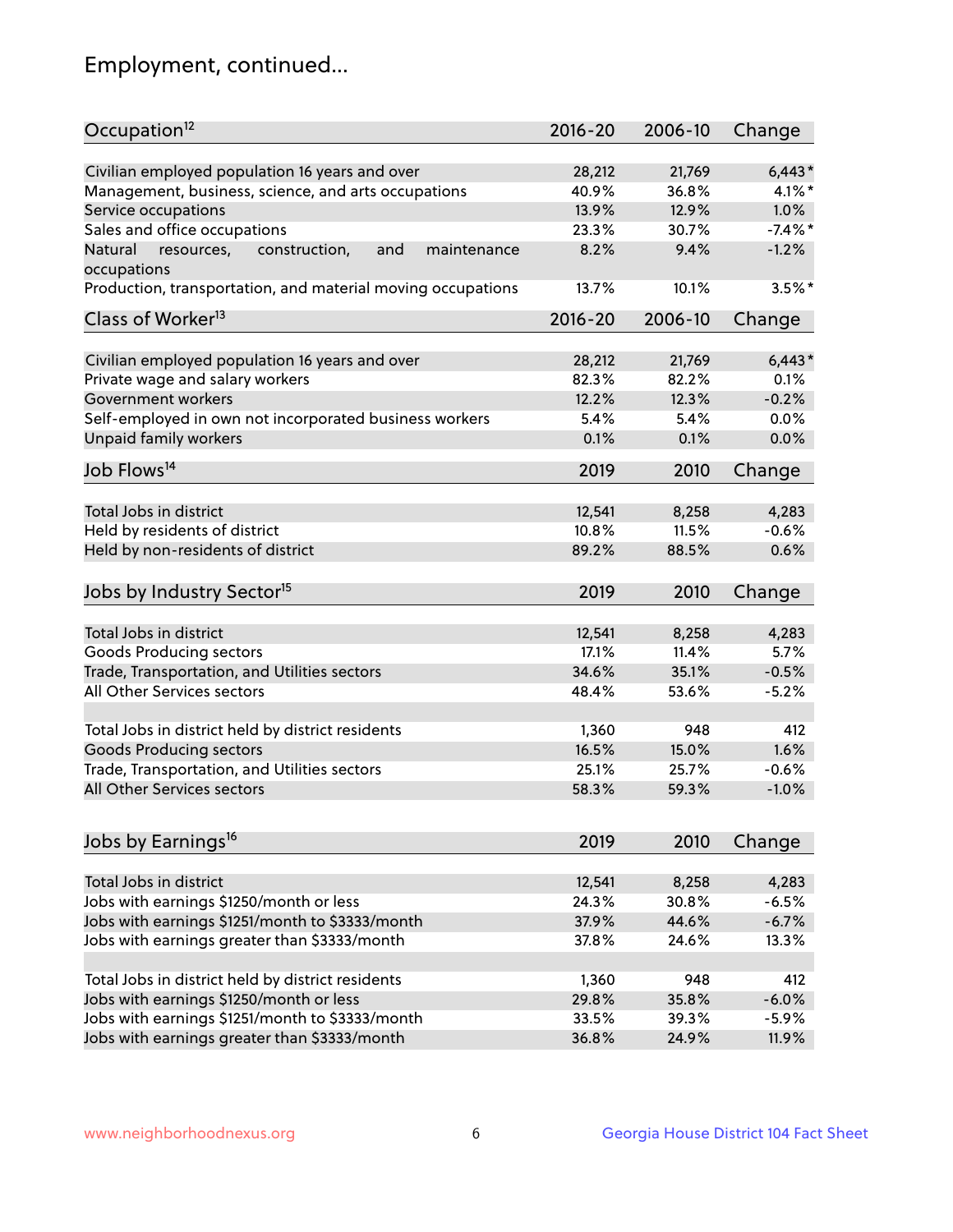## Employment, continued...

| Occupation[12] | 2016-20 | 2006-10 | Change |
|---|---|---|---|
| Civilian employed population 16 years and over | 28,212 | 21,769 | 6,443* |
| Management, business, science, and arts occupations | 40.9% | 36.8% | 4.1%* |
| Service occupations | 13.9% | 12.9% | 1.0% |
| Sales and office occupations | 23.3% | 30.7% | -7.4%* |
| Natural resources, construction, and maintenance occupations | 8.2% | 9.4% | -1.2% |
| Production, transportation, and material moving occupations | 13.7% | 10.1% | 3.5%* |

| Class of Worker[13] | 2016-20 | 2006-10 | Change |
|---|---|---|---|
| Civilian employed population 16 years and over | 28,212 | 21,769 | 6,443* |
| Private wage and salary workers | 82.3% | 82.2% | 0.1% |
| Government workers | 12.2% | 12.3% | -0.2% |
| Self-employed in own not incorporated business workers | 5.4% | 5.4% | 0.0% |
| Unpaid family workers | 0.1% | 0.1% | 0.0% |

| Job Flows[14] | 2019 | 2010 | Change |
|---|---|---|---|
| Total Jobs in district | 12,541 | 8,258 | 4,283 |
| Held by residents of district | 10.8% | 11.5% | -0.6% |
| Held by non-residents of district | 89.2% | 88.5% | 0.6% |

| Jobs by Industry Sector[15] | 2019 | 2010 | Change |
|---|---|---|---|
| Total Jobs in district | 12,541 | 8,258 | 4,283 |
| Goods Producing sectors | 17.1% | 11.4% | 5.7% |
| Trade, Transportation, and Utilities sectors | 34.6% | 35.1% | -0.5% |
| All Other Services sectors | 48.4% | 53.6% | -5.2% |
| | | | |
| Total Jobs in district held by district residents | 1,360 | 948 | 412 |
| Goods Producing sectors | 16.5% | 15.0% | 1.6% |
| Trade, Transportation, and Utilities sectors | 25.1% | 25.7% | -0.6% |
| All Other Services sectors | 58.3% | 59.3% | -1.0% |

| Jobs by Earnings[16] | 2019 | 2010 | Change |
|---|---|---|---|
| Total Jobs in district | 12,541 | 8,258 | 4,283 |
| Jobs with earnings $1250/month or less | 24.3% | 30.8% | -6.5% |
| Jobs with earnings $1251/month to $3333/month | 37.9% | 44.6% | -6.7% |
| Jobs with earnings greater than $3333/month | 37.8% | 24.6% | 13.3% |
| | | | |
| Total Jobs in district held by district residents | 1,360 | 948 | 412 |
| Jobs with earnings $1250/month or less | 29.8% | 35.8% | -6.0% |
| Jobs with earnings $1251/month to $3333/month | 33.5% | 39.3% | -5.9% |
| Jobs with earnings greater than $3333/month | 36.8% | 24.9% | 11.9% |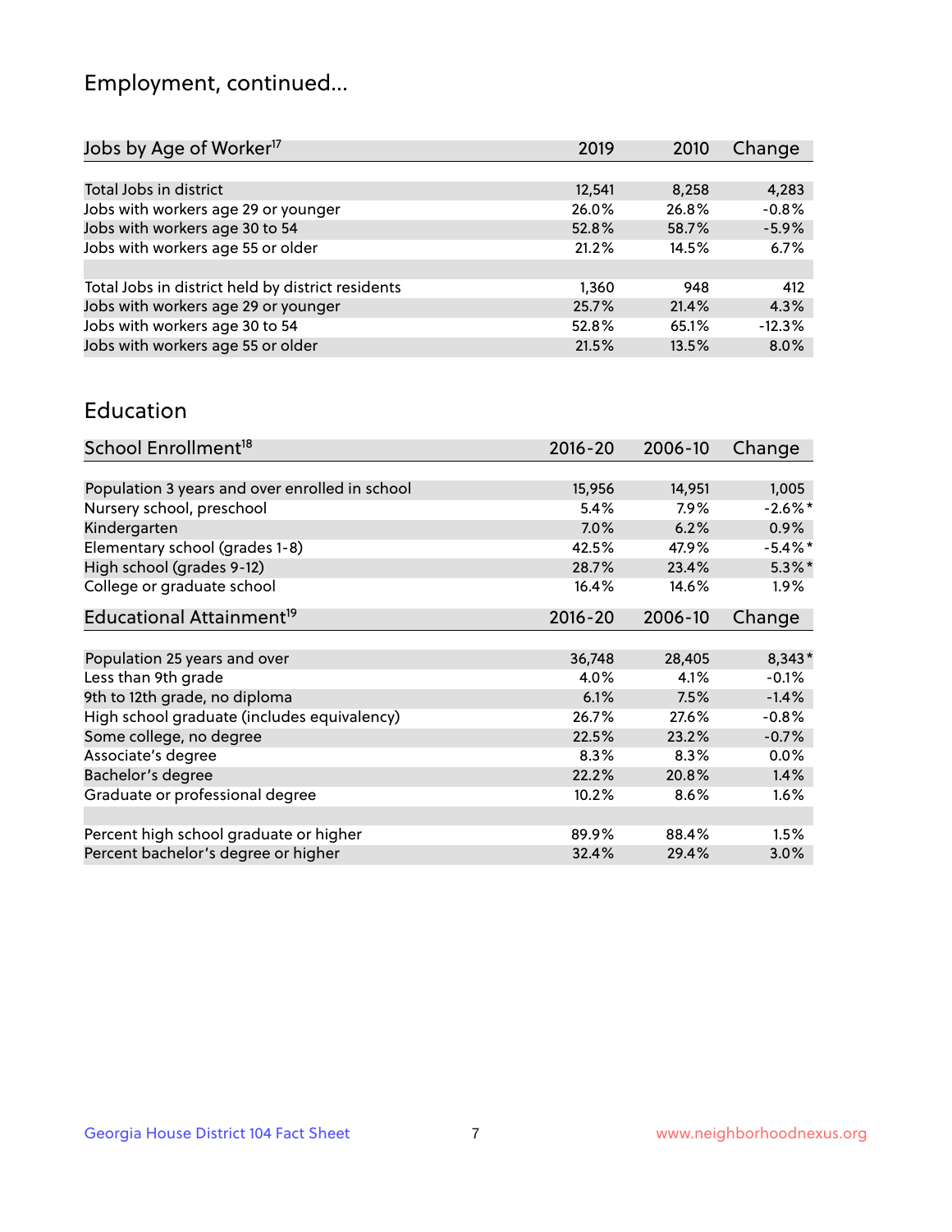## Employment, continued...

| Jobs by Age of Worker[17] | 2019 | 2010 | Change |
|---|---|---|---|
| Total Jobs in district | 12,541 | 8,258 | 4,283 |
| Jobs with workers age 29 or younger | 26.0% | 26.8% | -0.8% |
| Jobs with workers age 30 to 54 | 52.8% | 58.7% | -5.9% |
| Jobs with workers age 55 or older | 21.2% | 14.5% | 6.7% |
| | | | |
| Total Jobs in district held by district residents | 1,360 | 948 | 412 |
| Jobs with workers age 29 or younger | 25.7% | 21.4% | 4.3% |
| Jobs with workers age 30 to 54 | 52.8% | 65.1% | -12.3% |
| Jobs with workers age 55 or older | 21.5% | 13.5% | 8.0% |

## Education

| School Enrollment[18] | 2016-20 | 2006-10 | Change |
|---|---|---|---|
| Population 3 years and over enrolled in school | 15,956 | 14,951 | 1,005 |
| Nursery school, preschool | 5.4% | 7.9% | -2.6%* |
| Kindergarten | 7.0% | 6.2% | 0.9% |
| Elementary school (grades 1-8) | 42.5% | 47.9% | -5.4%* |
| High school (grades 9-12) | 28.7% | 23.4% | 5.3%* |
| College or graduate school | 16.4% | 14.6% | 1.9% |

| Educational Attainment[19] | 2016-20 | 2006-10 | Change |
|---|---|---|---|
| Population 25 years and over | 36,748 | 28,405 | 8,343* |
| Less than 9th grade | 4.0% | 4.1% | -0.1% |
| 9th to 12th grade, no diploma | 6.1% | 7.5% | -1.4% |
| High school graduate (includes equivalency) | 26.7% | 27.6% | -0.8% |
| Some college, no degree | 22.5% | 23.2% | -0.7% |
| Associate's degree | 8.3% | 8.3% | 0.0% |
| Bachelor's degree | 22.2% | 20.8% | 1.4% |
| Graduate or professional degree | 10.2% | 8.6% | 1.6% |
| | | | |
| Percent high school graduate or higher | 89.9% | 88.4% | 1.5% |
| Percent bachelor's degree or higher | 32.4% | 29.4% | 3.0% |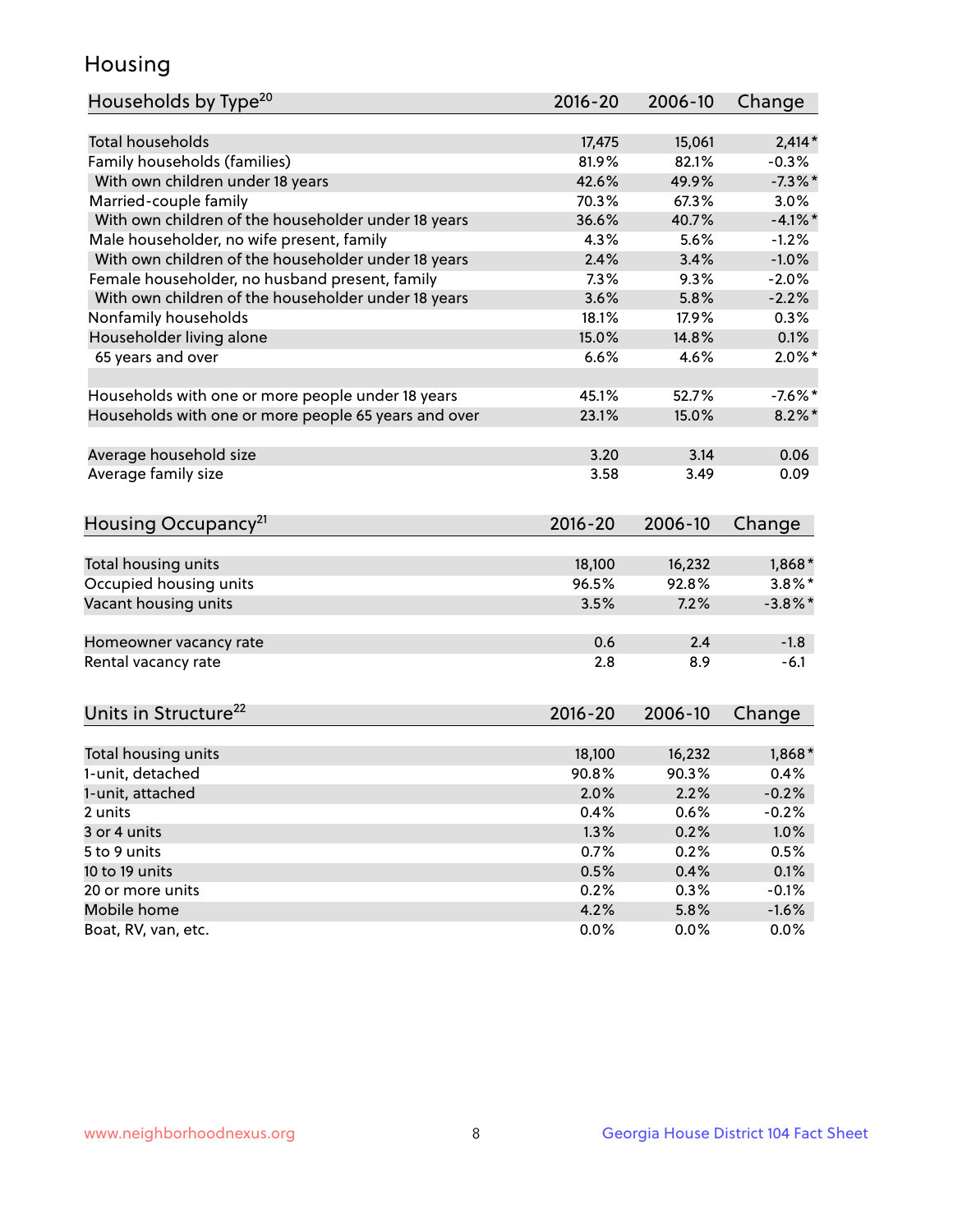# Housing

| Households by Type[20] | 2016-20 | 2006-10 | Change |
|---|---|---|---|
| Total households | 17,475 | 15,061 | 2,414* |
| Family households (families) | 81.9% | 82.1% | -0.3% |
| With own children under 18 years | 42.6% | 49.9% | -7.3%* |
| Married-couple family | 70.3% | 67.3% | 3.0% |
| With own children of the householder under 18 years | 36.6% | 40.7% | -4.1%* |
| Male householder, no wife present, family | 4.3% | 5.6% | -1.2% |
| With own children of the householder under 18 years | 2.4% | 3.4% | -1.0% |
| Female householder, no husband present, family | 7.3% | 9.3% | -2.0% |
| With own children of the householder under 18 years | 3.6% | 5.8% | -2.2% |
| Nonfamily households | 18.1% | 17.9% | 0.3% |
| Householder living alone | 15.0% | 14.8% | 0.1% |
| 65 years and over | 6.6% | 4.6% | 2.0%* |
| | | | |
| Households with one or more people under 18 years | 45.1% | 52.7% | -7.6%* |
| Households with one or more people 65 years and over | 23.1% | 15.0% | 8.2%* |
| | | | |
| Average household size | 3.20 | 3.14 | 0.06 |
| Average family size | 3.58 | 3.49 | 0.09 |

| Housing Occupancy[21] | 2016-20 | 2006-10 | Change |
|---|---|---|---|
| Total housing units | 18,100 | 16,232 | 1,868* |
| Occupied housing units | 96.5% | 92.8% | 3.8%* |
| Vacant housing units | 3.5% | 7.2% | -3.8%* |
| | | | |
| Homeowner vacancy rate | 0.6 | 2.4 | -1.8 |
| Rental vacancy rate | 2.8 | 8.9 | -6.1 |

| Units in Structure[22] | 2016-20 | 2006-10 | Change |
|---|---|---|---|
| Total housing units | 18,100 | 16,232 | 1,868* |
| 1-unit, detached | 90.8% | 90.3% | 0.4% |
| 1-unit, attached | 2.0% | 2.2% | -0.2% |
| 2 units | 0.4% | 0.6% | -0.2% |
| 3 or 4 units | 1.3% | 0.2% | 1.0% |
| 5 to 9 units | 0.7% | 0.2% | 0.5% |
| 10 to 19 units | 0.5% | 0.4% | 0.1% |
| 20 or more units | 0.2% | 0.3% | -0.1% |
| Mobile home | 4.2% | 5.8% | -1.6% |
| Boat, RV, van, etc. | 0.0% | 0.0% | 0.0% |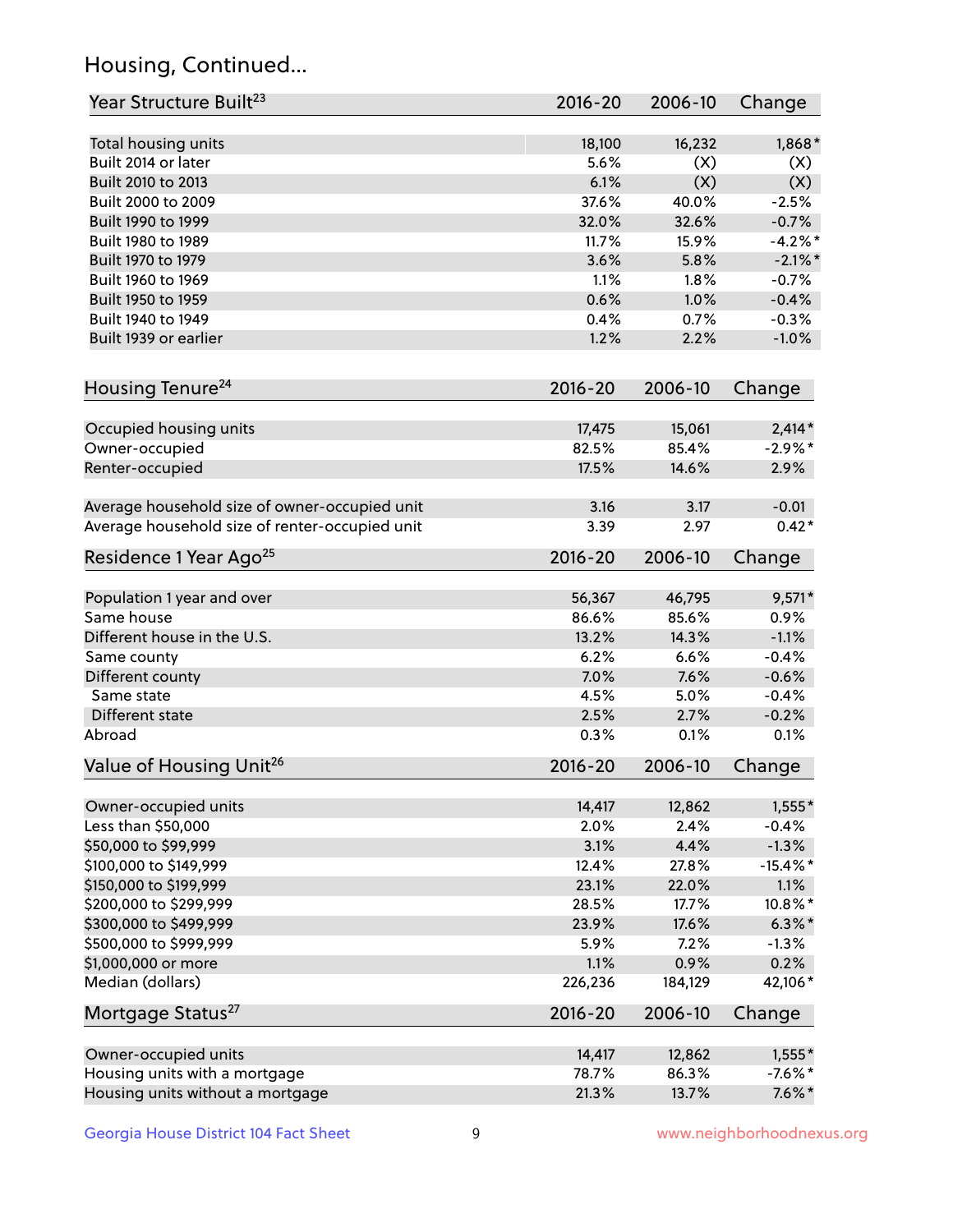## Housing, Continued...

| Year Structure Built[23] | 2016-20 | 2006-10 | Change |
|---|---|---|---|
| Total housing units | 18,100 | 16,232 | 1,868* |
| Built 2014 or later | 5.6% | (X) | (X) |
| Built 2010 to 2013 | 6.1% | (X) | (X) |
| Built 2000 to 2009 | 37.6% | 40.0% | -2.5% |
| Built 1990 to 1999 | 32.0% | 32.6% | -0.7% |
| Built 1980 to 1989 | 11.7% | 15.9% | -4.2%* |
| Built 1970 to 1979 | 3.6% | 5.8% | -2.1%* |
| Built 1960 to 1969 | 1.1% | 1.8% | -0.7% |
| Built 1950 to 1959 | 0.6% | 1.0% | -0.4% |
| Built 1940 to 1949 | 0.4% | 0.7% | -0.3% |
| Built 1939 or earlier | 1.2% | 2.2% | -1.0% |

| Housing Tenure[24] | 2016-20 | 2006-10 | Change |
|---|---|---|---|
| Occupied housing units | 17,475 | 15,061 | 2,414* |
| Owner-occupied | 82.5% | 85.4% | -2.9%* |
| Renter-occupied | 17.5% | 14.6% | 2.9% |
| Average household size of owner-occupied unit | 3.16 | 3.17 | -0.01 |
| Average household size of renter-occupied unit | 3.39 | 2.97 | 0.42* |

| Residence 1 Year Ago[25] | 2016-20 | 2006-10 | Change |
|---|---|---|---|
| Population 1 year and over | 56,367 | 46,795 | 9,571* |
| Same house | 86.6% | 85.6% | 0.9% |
| Different house in the U.S. | 13.2% | 14.3% | -1.1% |
| Same county | 6.2% | 6.6% | -0.4% |
| Different county | 7.0% | 7.6% | -0.6% |
| Same state | 4.5% | 5.0% | -0.4% |
| Different state | 2.5% | 2.7% | -0.2% |
| Abroad | 0.3% | 0.1% | 0.1% |

| Value of Housing Unit[26] | 2016-20 | 2006-10 | Change |
|---|---|---|---|
| Owner-occupied units | 14,417 | 12,862 | 1,555* |
| Less than $50,000 | 2.0% | 2.4% | -0.4% |
| $50,000 to $99,999 | 3.1% | 4.4% | -1.3% |
| $100,000 to $149,999 | 12.4% | 27.8% | -15.4%* |
| $150,000 to $199,999 | 23.1% | 22.0% | 1.1% |
| $200,000 to $299,999 | 28.5% | 17.7% | 10.8%* |
| $300,000 to $499,999 | 23.9% | 17.6% | 6.3%* |
| $500,000 to $999,999 | 5.9% | 7.2% | -1.3% |
| $1,000,000 or more | 1.1% | 0.9% | 0.2% |
| Median (dollars) | 226,236 | 184,129 | 42,106* |

| Mortgage Status[27] | 2016-20 | 2006-10 | Change |
|---|---|---|---|
| Owner-occupied units | 14,417 | 12,862 | 1,555* |
| Housing units with a mortgage | 78.7% | 86.3% | -7.6%* |
| Housing units without a mortgage | 21.3% | 13.7% | 7.6%* |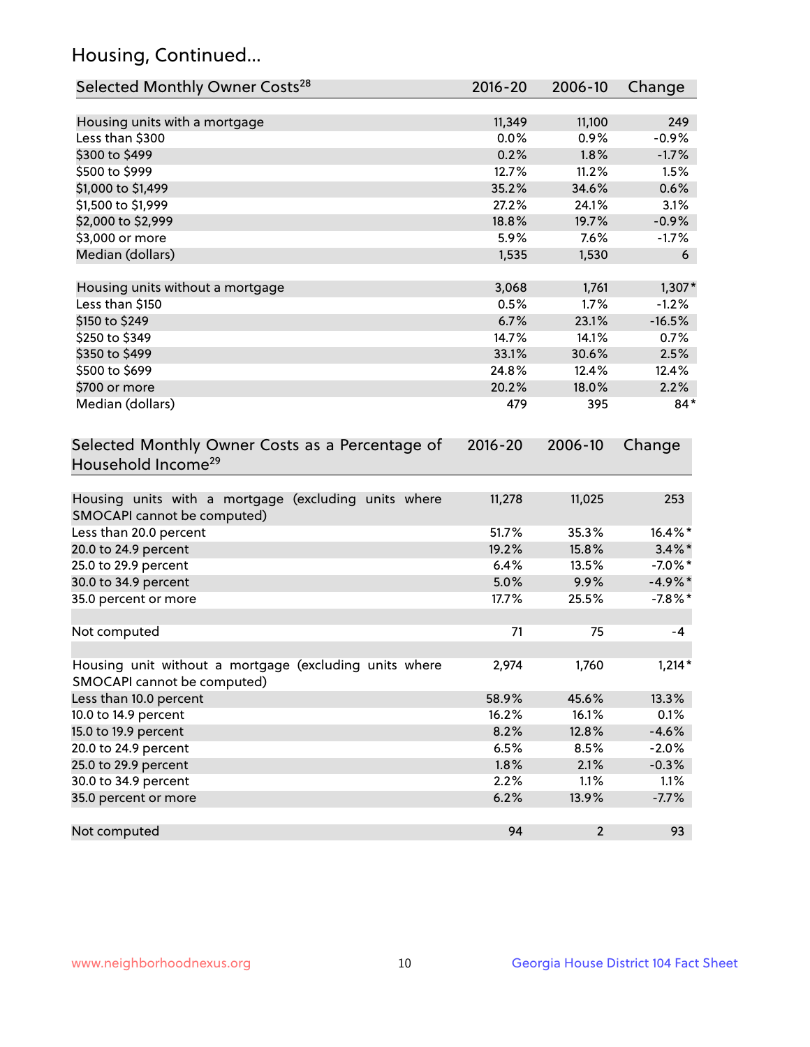## Housing, Continued...

| Selected Monthly Owner Costs[28] | 2016-20 | 2006-10 | Change |
|---|---|---|---|
| Housing units with a mortgage | 11,349 | 11,100 | 249 |
| Less than $300 | 0.0% | 0.9% | -0.9% |
| $300 to $499 | 0.2% | 1.8% | -1.7% |
| $500 to $999 | 12.7% | 11.2% | 1.5% |
| $1,000 to $1,499 | 35.2% | 34.6% | 0.6% |
| $1,500 to $1,999 | 27.2% | 24.1% | 3.1% |
| $2,000 to $2,999 | 18.8% | 19.7% | -0.9% |
| $3,000 or more | 5.9% | 7.6% | -1.7% |
| Median (dollars) | 1,535 | 1,530 | 6 |
| | | | |
| Housing units without a mortgage | 3,068 | 1,761 | 1,307* |
| Less than $150 | 0.5% | 1.7% | -1.2% |
| $150 to $249 | 6.7% | 23.1% | -16.5% |
| $250 to $349 | 14.7% | 14.1% | 0.7% |
| $350 to $499 | 33.1% | 30.6% | 2.5% |
| $500 to $699 | 24.8% | 12.4% | 12.4% |
| $700 or more | 20.2% | 18.0% | 2.2% |
| Median (dollars) | 479 | 395 | 84* |

| Selected Monthly Owner Costs as a Percentage of Household Income[29] | 2016-20 | 2006-10 | Change |
|---|---|---|---|
| Housing units with a mortgage (excluding units where SMOCAPI cannot be computed) | 11,278 | 11,025 | 253 |
| Less than 20.0 percent | 51.7% | 35.3% | 16.4%* |
| 20.0 to 24.9 percent | 19.2% | 15.8% | 3.4%* |
| 25.0 to 29.9 percent | 6.4% | 13.5% | -7.0%* |
| 30.0 to 34.9 percent | 5.0% | 9.9% | -4.9%* |
| 35.0 percent or more | 17.7% | 25.5% | -7.8%* |
| | | | |
| Not computed | 71 | 75 | -4 |
| | | | |
| Housing unit without a mortgage (excluding units where SMOCAPI cannot be computed) | 2,974 | 1,760 | 1,214* |
| Less than 10.0 percent | 58.9% | 45.6% | 13.3% |
| 10.0 to 14.9 percent | 16.2% | 16.1% | 0.1% |
| 15.0 to 19.9 percent | 8.2% | 12.8% | -4.6% |
| 20.0 to 24.9 percent | 6.5% | 8.5% | -2.0% |
| 25.0 to 29.9 percent | 1.8% | 2.1% | -0.3% |
| 30.0 to 34.9 percent | 2.2% | 1.1% | 1.1% |
| 35.0 percent or more | 6.2% | 13.9% | -7.7% |
| | | | |
| Not computed | 94 | 2 | 93 |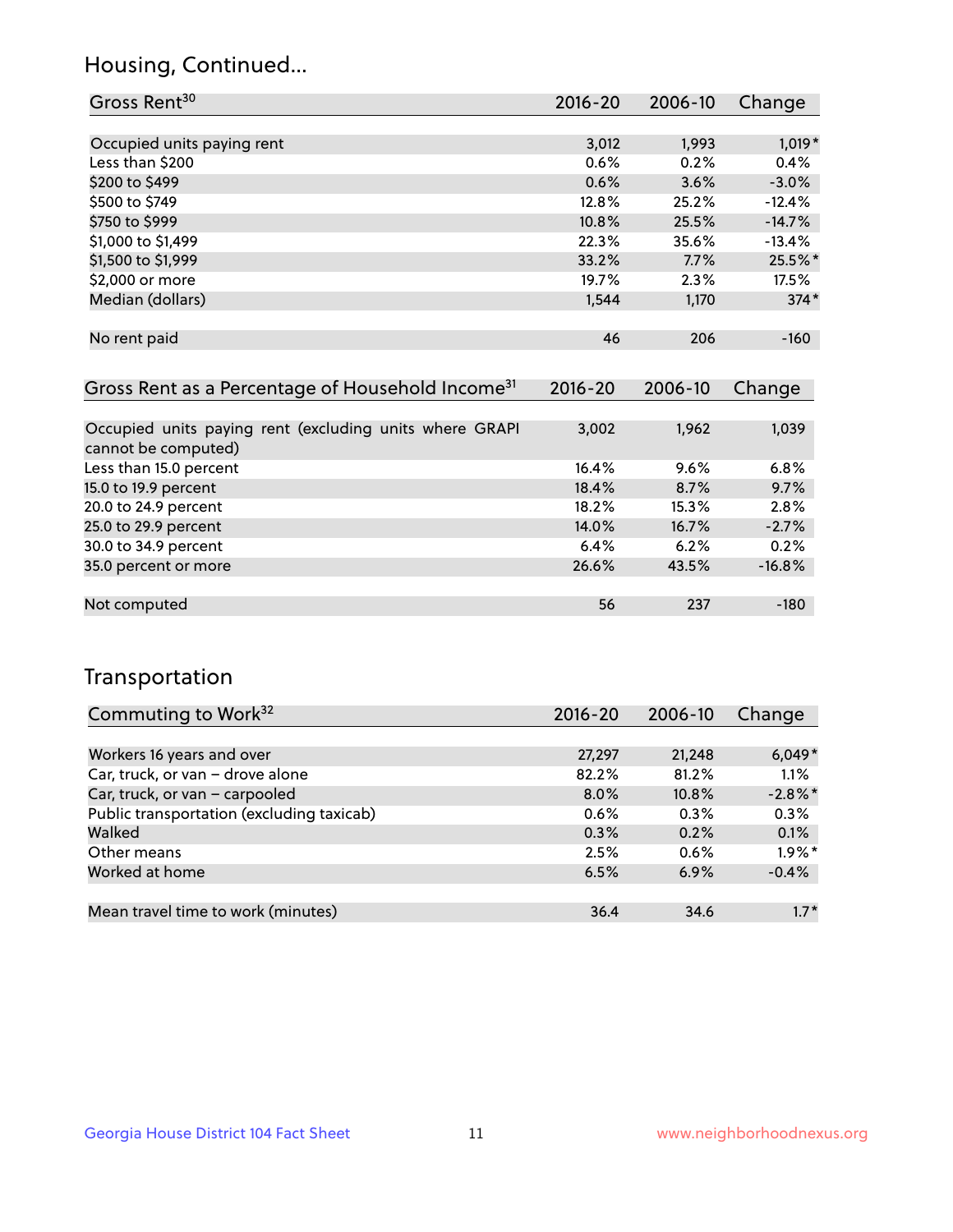## Housing, Continued...

| Gross Rent[30] | 2016-20 | 2006-10 | Change |
|---|---|---|---|
| Occupied units paying rent | 3,012 | 1,993 | 1,019* |
| Less than $200 | 0.6% | 0.2% | 0.4% |
| $200 to $499 | 0.6% | 3.6% | -3.0% |
| $500 to $749 | 12.8% | 25.2% | -12.4% |
| $750 to $999 | 10.8% | 25.5% | -14.7% |
| $1,000 to $1,499 | 22.3% | 35.6% | -13.4% |
| $1,500 to $1,999 | 33.2% | 7.7% | 25.5%* |
| $2,000 or more | 19.7% | 2.3% | 17.5% |
| Median (dollars) | 1,544 | 1,170 | 374* |
| No rent paid | 46 | 206 | -160 |

| Gross Rent as a Percentage of Household Income[31] | 2016-20 | 2006-10 | Change |
|---|---|---|---|
| Occupied units paying rent (excluding units where GRAPI cannot be computed) | 3,002 | 1,962 | 1,039 |
| Less than 15.0 percent | 16.4% | 9.6% | 6.8% |
| 15.0 to 19.9 percent | 18.4% | 8.7% | 9.7% |
| 20.0 to 24.9 percent | 18.2% | 15.3% | 2.8% |
| 25.0 to 29.9 percent | 14.0% | 16.7% | -2.7% |
| 30.0 to 34.9 percent | 6.4% | 6.2% | 0.2% |
| 35.0 percent or more | 26.6% | 43.5% | -16.8% |
| Not computed | 56 | 237 | -180 |

## Transportation

| Commuting to Work[32] | 2016-20 | 2006-10 | Change |
|---|---|---|---|
| Workers 16 years and over | 27,297 | 21,248 | 6,049* |
| Car, truck, or van – drove alone | 82.2% | 81.2% | 1.1% |
| Car, truck, or van – carpooled | 8.0% | 10.8% | -2.8%* |
| Public transportation (excluding taxicab) | 0.6% | 0.3% | 0.3% |
| Walked | 0.3% | 0.2% | 0.1% |
| Other means | 2.5% | 0.6% | 1.9%* |
| Worked at home | 6.5% | 6.9% | -0.4% |
| Mean travel time to work (minutes) | 36.4 | 34.6 | 1.7* |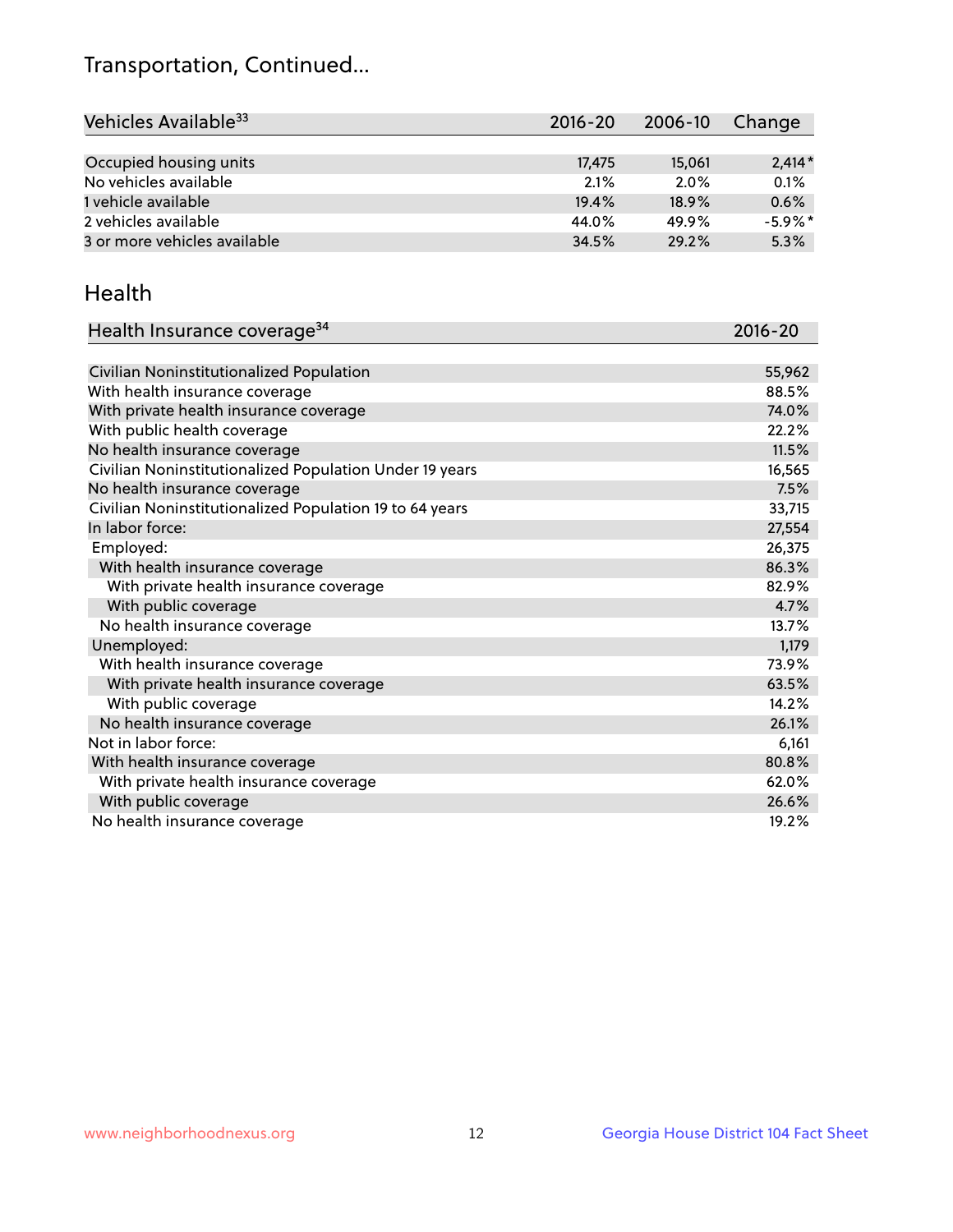## Transportation, Continued...

| Vehicles Available[33] | 2016-20 | 2006-10 | Change |
|---|---|---|---|
| Occupied housing units | 17,475 | 15,061 | 2,414* |
| No vehicles available | 2.1% | 2.0% | 0.1% |
| 1 vehicle available | 19.4% | 18.9% | 0.6% |
| 2 vehicles available | 44.0% | 49.9% | -5.9%* |
| 3 or more vehicles available | 34.5% | 29.2% | 5.3% |

## Health

| Health Insurance coverage[34] | 2016-20 |
|---|---|
| Civilian Noninstitutionalized Population | 55,962 |
| With health insurance coverage | 88.5% |
| With private health insurance coverage | 74.0% |
| With public health coverage | 22.2% |
| No health insurance coverage | 11.5% |
| Civilian Noninstitutionalized Population Under 19 years | 16,565 |
| No health insurance coverage | 7.5% |
| Civilian Noninstitutionalized Population 19 to 64 years | 33,715 |
| In labor force: | 27,554 |
| Employed: | 26,375 |
| With health insurance coverage | 86.3% |
| With private health insurance coverage | 82.9% |
| With public coverage | 4.7% |
| No health insurance coverage | 13.7% |
| Unemployed: | 1,179 |
| With health insurance coverage | 73.9% |
| With private health insurance coverage | 63.5% |
| With public coverage | 14.2% |
| No health insurance coverage | 26.1% |
| Not in labor force: | 6,161 |
| With health insurance coverage | 80.8% |
| With private health insurance coverage | 62.0% |
| With public coverage | 26.6% |
| No health insurance coverage | 19.2% |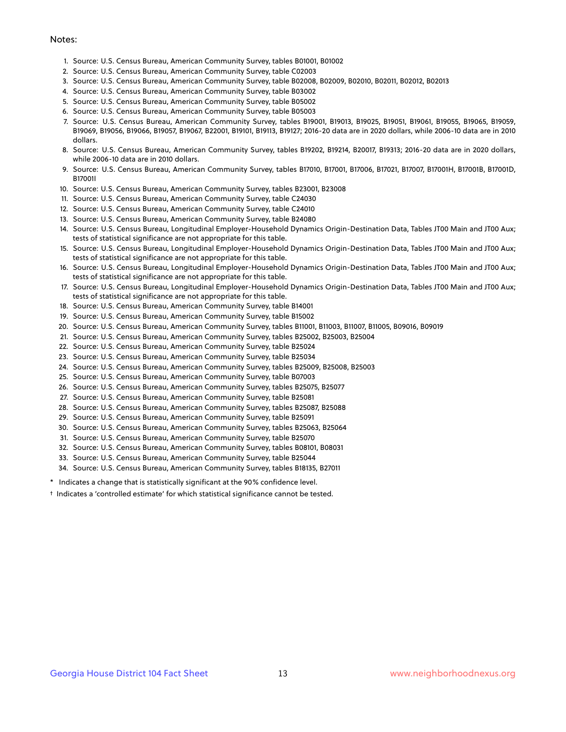Notes:

1. Source: U.S. Census Bureau, American Community Survey, tables B01001, B01002
2. Source: U.S. Census Bureau, American Community Survey, table C02003
3. Source: U.S. Census Bureau, American Community Survey, table B02008, B02009, B02010, B02011, B02012, B02013
4. Source: U.S. Census Bureau, American Community Survey, table B03002
5. Source: U.S. Census Bureau, American Community Survey, table B05002
6. Source: U.S. Census Bureau, American Community Survey, table B05003
7. Source: U.S. Census Bureau, American Community Survey, tables B19001, B19013, B19025, B19051, B19061, B19055, B19065, B19059, B19069, B19056, B19066, B19057, B19067, B22001, B19101, B19113, B19127; 2016-20 data are in 2020 dollars, while 2006-10 data are in 2010 dollars.
8. Source: U.S. Census Bureau, American Community Survey, tables B19202, B19214, B20017, B19313; 2016-20 data are in 2020 dollars, while 2006-10 data are in 2010 dollars.
9. Source: U.S. Census Bureau, American Community Survey, tables B17010, B17001, B17006, B17021, B17007, B17001H, B17001B, B17001D, B17001I
10. Source: U.S. Census Bureau, American Community Survey, tables B23001, B23008
11. Source: U.S. Census Bureau, American Community Survey, table C24030
12. Source: U.S. Census Bureau, American Community Survey, table C24010
13. Source: U.S. Census Bureau, American Community Survey, table B24080
14. Source: U.S. Census Bureau, Longitudinal Employer-Household Dynamics Origin-Destination Data, Tables JT00 Main and JT00 Aux; tests of statistical significance are not appropriate for this table.
15. Source: U.S. Census Bureau, Longitudinal Employer-Household Dynamics Origin-Destination Data, Tables JT00 Main and JT00 Aux; tests of statistical significance are not appropriate for this table.
16. Source: U.S. Census Bureau, Longitudinal Employer-Household Dynamics Origin-Destination Data, Tables JT00 Main and JT00 Aux; tests of statistical significance are not appropriate for this table.
17. Source: U.S. Census Bureau, Longitudinal Employer-Household Dynamics Origin-Destination Data, Tables JT00 Main and JT00 Aux; tests of statistical significance are not appropriate for this table.
18. Source: U.S. Census Bureau, American Community Survey, table B14001
19. Source: U.S. Census Bureau, American Community Survey, table B15002
20. Source: U.S. Census Bureau, American Community Survey, tables B11001, B11003, B11007, B11005, B09016, B09019
21. Source: U.S. Census Bureau, American Community Survey, tables B25002, B25003, B25004
22. Source: U.S. Census Bureau, American Community Survey, table B25024
23. Source: U.S. Census Bureau, American Community Survey, table B25034
24. Source: U.S. Census Bureau, American Community Survey, tables B25009, B25008, B25003
25. Source: U.S. Census Bureau, American Community Survey, table B07003
26. Source: U.S. Census Bureau, American Community Survey, tables B25075, B25077
27. Source: U.S. Census Bureau, American Community Survey, table B25081
28. Source: U.S. Census Bureau, American Community Survey, tables B25087, B25088
29. Source: U.S. Census Bureau, American Community Survey, table B25091
30. Source: U.S. Census Bureau, American Community Survey, tables B25063, B25064
31. Source: U.S. Census Bureau, American Community Survey, table B25070
32. Source: U.S. Census Bureau, American Community Survey, tables B08101, B08031
33. Source: U.S. Census Bureau, American Community Survey, table B25044
34. Source: U.S. Census Bureau, American Community Survey, tables B18135, B27011

\* Indicates a change that is statistically significant at the 90% confidence level.

† Indicates a 'controlled estimate' for which statistical significance cannot be tested.